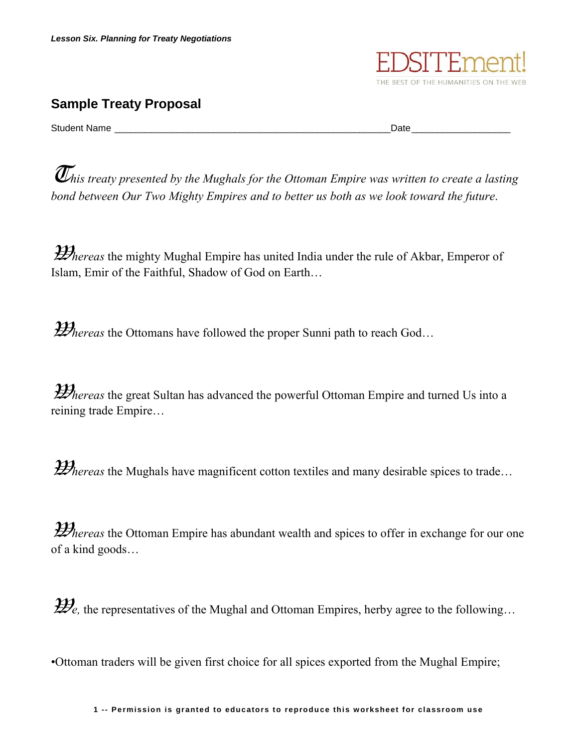## Sample Treaty Proposal

Student Name \_\_\_\_\_\_\_\_\_\_\_\_\_\_\_\_\_\_\_\_\_\_\_\_\_\_\_\_\_\_\_\_\_\_\_\_\_\_\_\_\_\_\_\_\_\_\_\_Date\_\_\_\_\_\_\_\_\_\_\_\_\_\_\_\_\_\_

*This treaty presented by the Mughals for the Ottoman Empire was written to create a lasting bond between Our Two Mighty Empires and to better us both as we look toward the future.*

*Whereas* the mighty Mughal Empire has united India under the rule of Akbar, Emperor of Islam, Emir of the Faithful, Shadow of God on Earth…

*Whereas* the Ottomans have followed the proper Sunni path to reach God…

*Whereas* the great Sultan has advanced the powerful Ottoman Empire and turned Us into a reining trade Empire…

*Whereas* the Mughals have magnificent cotton textiles and many desirable spices to trade…

*Whereas* the Ottoman Empire has abundant wealth and spices to offer in exchange for our one of a kind goods…

*We,* the representatives of the Mughal and Ottoman Empires, herby agree to the following…

•Ottoman traders will be given first choice for all spices exported from the Mughal Empire;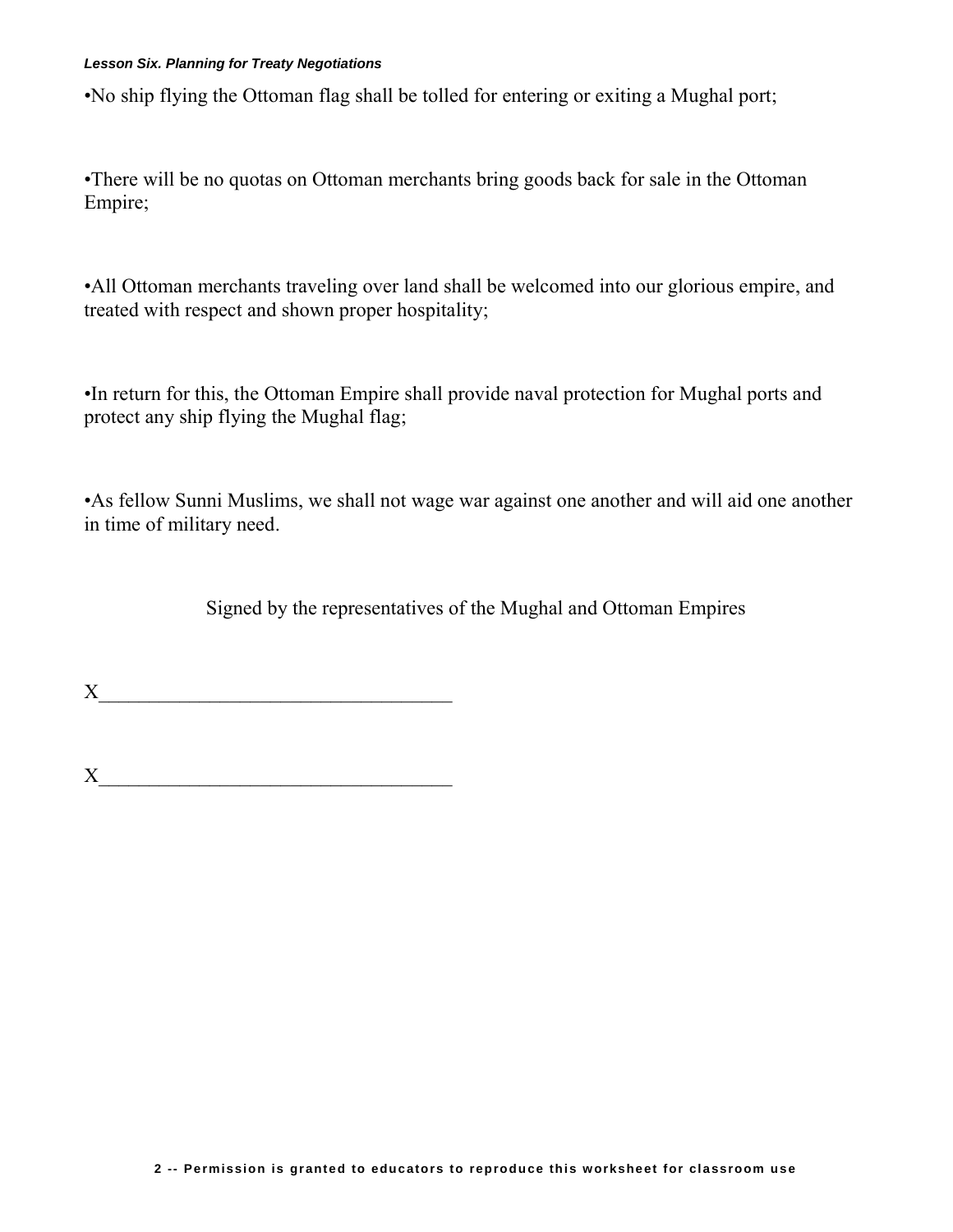•No ship flying the Ottoman flag shall be tolled for entering or exiting a Mughal port;

•There will be no quotas on Ottoman merchants bring goods back for sale in the Ottoman Empire;

•All Ottoman merchants traveling over land shall be welcomed into our glorious empire, and treated with respect and shown proper hospitality;

•In return for this, the Ottoman Empire shall provide naval protection for Mughal ports and protect any ship flying the Mughal flag;

•As fellow Sunni Muslims, we shall not wage war against one another and will aid one another in time of military need.

Signed by the representatives of the Mughal and Ottoman Empires

X___________________________________

X___________________________________